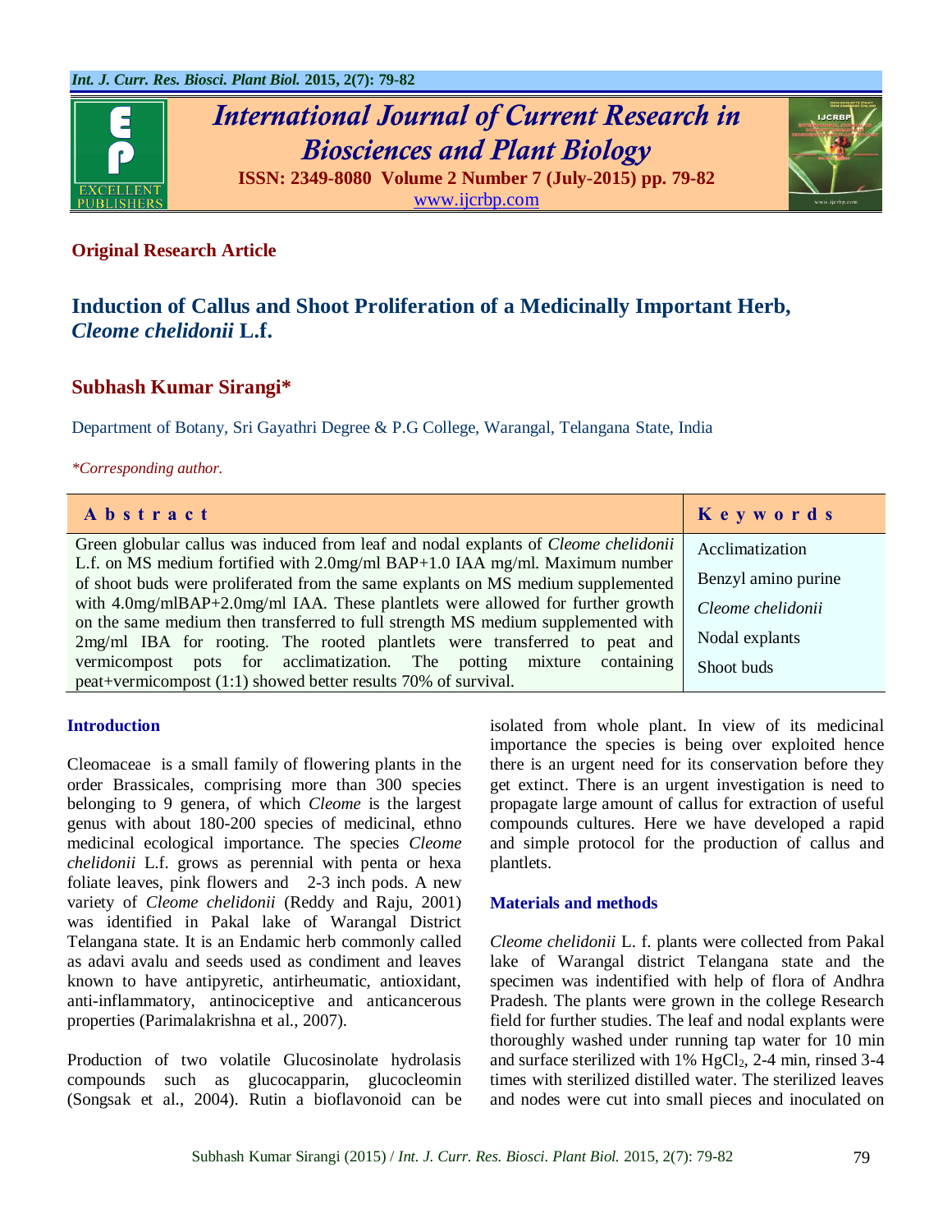**Original Research Article**

# Induction of Callus and Shoot Proliferation of a Medicinally Important Herb, *Cleome chelidonii* L.f.

**Subhash Kumar Sirangi***

Department of Botany, Sri Gayathri Degree & P.G College, Warangal, Telangana State, India

*\*Corresponding author.*

| Abstract | Keywords |
|---|---|
| Green globular callus was induced from leaf and nodal explants of *Cleome chelidonii* L.f. on MS medium fortified with 2.0mg/ml BAP+1.0 IAA mg/ml. Maximum number of shoot buds were proliferated from the same explants on MS medium supplemented with 4.0mg/mlBAP+2.0mg/ml IAA. These plantlets were allowed for further growth on the same medium then transferred to full strength MS medium supplemented with 2mg/ml IBA for rooting. The rooted plantlets were transferred to peat and vermicompost pots for acclimatization. The potting mixture containing peat+vermicompost (1:1) showed better results 70% of survival. | Acclimatization<br>Benzyl amino purine<br>*Cleome chelidonii*<br>Nodal explants<br>Shoot buds |

## Introduction

Cleomaceae is a small family of flowering plants in the order Brassicales, comprising more than 300 species belonging to 9 genera, of which *Cleome* is the largest genus with about 180-200 species of medicinal, ethno medicinal ecological importance. The species *Cleome chelidonii* L.f. grows as perennial with penta or hexa foliate leaves, pink flowers and 2-3 inch pods. A new variety of *Cleome chelidonii* (Reddy and Raju, 2001) was identified in Pakal lake of Warangal District Telangana state. It is an Endamic herb commonly called as adavi avalu and seeds used as condiment and leaves known to have antipyretic, antirheumatic, antioxidant, anti-inflammatory, antinociceptive and anticancerous properties (Parimalakrishna et al., 2007).

Production of two volatile Glucosinolate hydrolasis compounds such as glucocapparin, glucocleomin (Songsak et al., 2004). Rutin a bioflavonoid can be isolated from whole plant. In view of its medicinal importance the species is being over exploited hence there is an urgent need for its conservation before they get extinct. There is an urgent investigation is need to propagate large amount of callus for extraction of useful compounds cultures. Here we have developed a rapid and simple protocol for the production of callus and plantlets.

## Materials and methods

*Cleome chelidonii* L. f. plants were collected from Pakal lake of Warangal district Telangana state and the specimen was indentified with help of flora of Andhra Pradesh. The plants were grown in the college Research field for further studies. The leaf and nodal explants were thoroughly washed under running tap water for 10 min and surface sterilized with 1% $HgCl_2$, 2-4 min, rinsed 3-4 times with sterilized distilled water. The sterilized leaves and nodes were cut into small pieces and inoculated on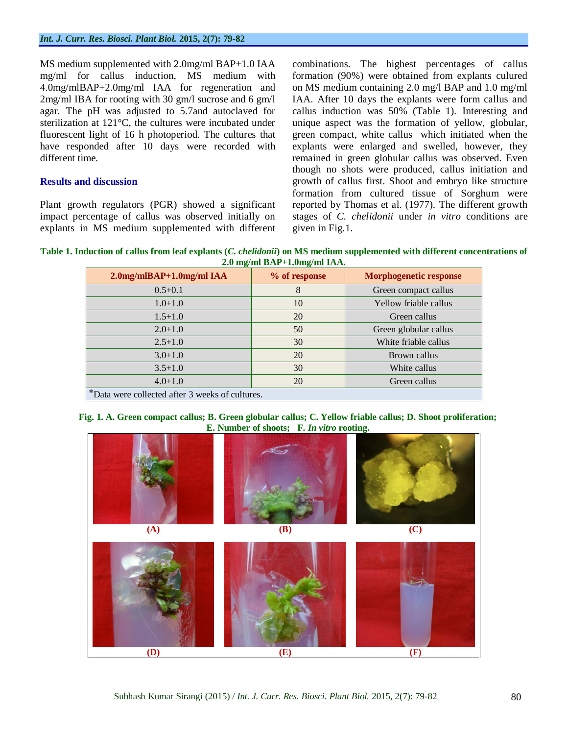MS medium supplemented with 2.0mg/ml BAP+1.0 IAA mg/ml for callus induction, MS medium with 4.0mg/mlBAP+2.0mg/ml IAA for regeneration and 2mg/ml IBA for rooting with 30 gm/l sucrose and 6 gm/l agar. The pH was adjusted to 5.7and autoclaved for sterilization at 121°C, the cultures were incubated under fluorescent light of 16 h photoperiod. The cultures that have responded after 10 days were recorded with different time.

## Results and discussion

Plant growth regulators (PGR) showed a significant impact percentage of callus was observed initially on explants in MS medium supplemented with different combinations. The highest percentages of callus formation (90%) were obtained from explants cultured on MS medium containing 2.0 mg/l BAP and 1.0 mg/ml IAA. After 10 days the explants were form callus and callus induction was 50% (Table 1). Interesting and unique aspect was the formation of yellow, globular, green compact, white callus which initiated when the explants were enlarged and swelled, however, they remained in green globular callus was observed. Even though no shots were produced, callus initiation and growth of callus first. Shoot and embryo like structure formation from cultured tissue of Sorghum were reported by Thomas et al. (1977). The different growth stages of *C. chelidonii* under *in vitro* conditions are given in Fig.1.

**Table 1. Induction of callus from leaf explants (*C. chelidonii*) on MS medium supplemented with different concentrations of 2.0 mg/ml BAP+1.0mg/ml IAA.**

| 2.0mg/mlBAP+1.0mg/ml IAA | % of response | Morphogenetic response |
|---|---|---|
| 0.5+0.1 | 8 | Green compact callus |
| 1.0+1.0 | 10 | Yellow friable callus |
| 1.5+1.0 | 20 | Green callus |
| 2.0+1.0 | 50 | Green globular callus |
| 2.5+1.0 | 30 | White friable callus |
| 3.0+1.0 | 20 | Brown callus |
| 3.5+1.0 | 30 | White callus |
| 4.0+1.0 | 20 | Green callus |
| *Data were collected after 3 weeks of cultures. | | |

**Fig. 1. A. Green compact callus; B. Green globular callus; C. Yellow friable callus; D. Shoot proliferation; E. Number of shoots; F. *In vitro* rooting.**

(A) (B) (C) (D) (E) (F)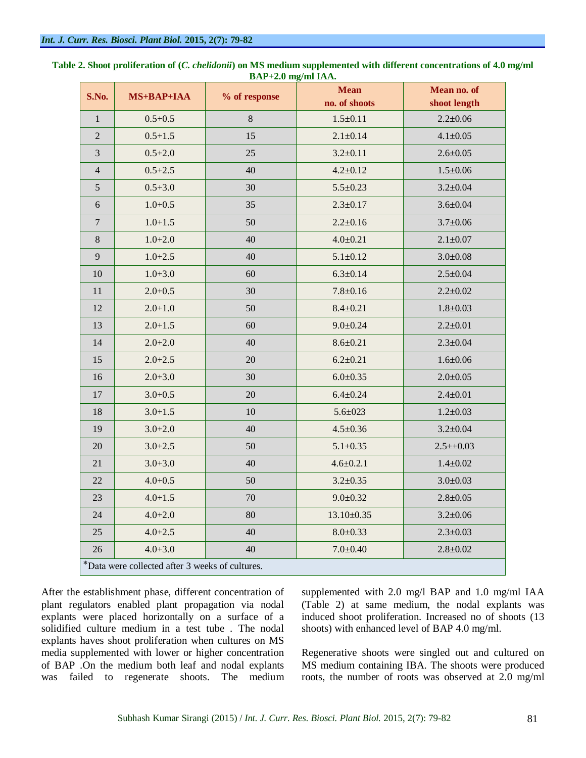**Table 2. Shoot proliferation of (*C. chelidonii*) on MS medium supplemented with different concentrations of 4.0 mg/ml BAP+2.0 mg/ml IAA.**

| S.No. | MS+BAP+IAA | % of response | Mean no. of shoots | Mean no. of shoot length |
|---|---|---|---|---|
| 1 | 0.5+0.5 | 8 | 1.5±0.11 | 2.2±0.06 |
| 2 | 0.5+1.5 | 15 | 2.1±0.14 | 4.1±0.05 |
| 3 | 0.5+2.0 | 25 | 3.2±0.11 | 2.6±0.05 |
| 4 | 0.5+2.5 | 40 | 4.2±0.12 | 1.5±0.06 |
| 5 | 0.5+3.0 | 30 | 5.5±0.23 | 3.2±0.04 |
| 6 | 1.0+0.5 | 35 | 2.3±0.17 | 3.6±0.04 |
| 7 | 1.0+1.5 | 50 | 2.2±0.16 | 3.7±0.06 |
| 8 | 1.0+2.0 | 40 | 4.0±0.21 | 2.1±0.07 |
| 9 | 1.0+2.5 | 40 | 5.1±0.12 | 3.0±0.08 |
| 10 | 1.0+3.0 | 60 | 6.3±0.14 | 2.5±0.04 |
| 11 | 2.0+0.5 | 30 | 7.8±0.16 | 2.2±0.02 |
| 12 | 2.0+1.0 | 50 | 8.4±0.21 | 1.8±0.03 |
| 13 | 2.0+1.5 | 60 | 9.0±0.24 | 2.2±0.01 |
| 14 | 2.0+2.0 | 40 | 8.6±0.21 | 2.3±0.04 |
| 15 | 2.0+2.5 | 20 | 6.2±0.21 | 1.6±0.06 |
| 16 | 2.0+3.0 | 30 | 6.0±0.35 | 2.0±0.05 |
| 17 | 3.0+0.5 | 20 | 6.4±0.24 | 2.4±0.01 |
| 18 | 3.0+1.5 | 10 | 5.6±023 | 1.2±0.03 |
| 19 | 3.0+2.0 | 40 | 4.5±0.36 | 3.2±0.04 |
| 20 | 3.0+2.5 | 50 | 5.1±0.35 | 2.5±±0.03 |
| 21 | 3.0+3.0 | 40 | 4.6±0.2.1 | 1.4±0.02 |
| 22 | 4.0+0.5 | 50 | 3.2±0.35 | 3.0±0.03 |
| 23 | 4.0+1.5 | 70 | 9.0±0.32 | 2.8±0.05 |
| 24 | 4.0+2.0 | 80 | 13.10±0.35 | 3.2±0.06 |
| 25 | 4.0+2.5 | 40 | 8.0±0.33 | 2.3±0.03 |
| 26 | 4.0+3.0 | 40 | 7.0±0.40 | 2.8±0.02 |

*Data were collected after 3 weeks of cultures.

After the establishment phase, different concentration of plant regulators enabled plant propagation via nodal explants were placed horizontally on a surface of a solidified culture medium in a test tube . The nodal explants haves shoot proliferation when cultures on MS media supplemented with lower or higher concentration of BAP .On the medium both leaf and nodal explants was failed to regenerate shoots. The medium supplemented with 2.0 mg/l BAP and 1.0 mg/ml IAA (Table 2) at same medium, the nodal explants was induced shoot proliferation. Increased no of shoots (13 shoots) with enhanced level of BAP 4.0 mg/ml.

Regenerative shoots were singled out and cultured on MS medium containing IBA. The shoots were produced roots, the number of roots was observed at 2.0 mg/ml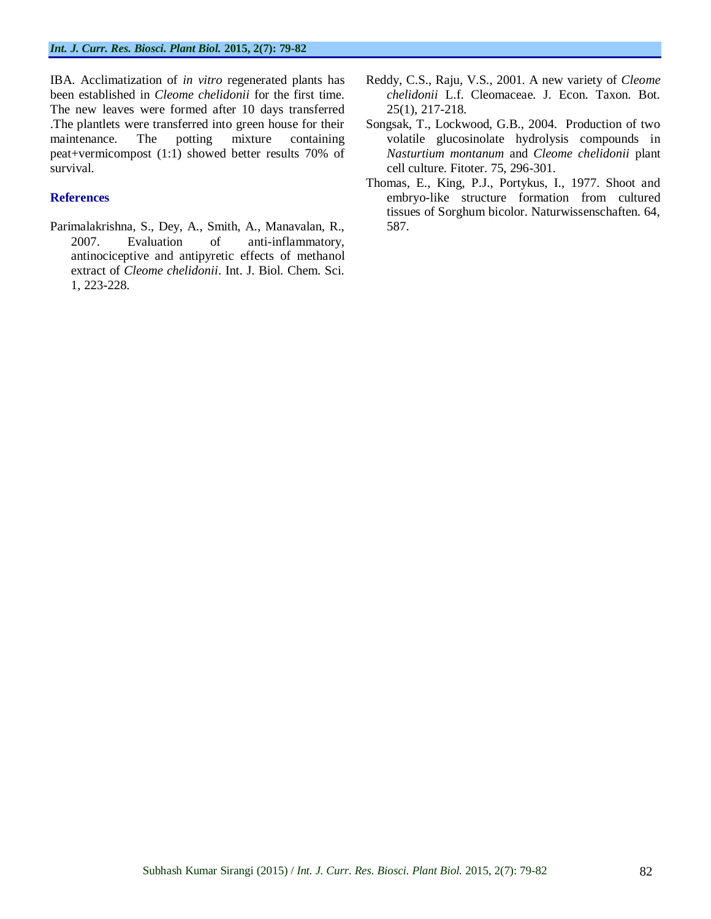IBA. Acclimatization of *in vitro* regenerated plants has been established in *Cleome chelidonii* for the first time. The new leaves were formed after 10 days transferred .The plantlets were transferred into green house for their maintenance. The potting mixture containing peat+vermicompost (1:1) showed better results 70% of survival.

## References

Parimalakrishna, S., Dey, A., Smith, A., Manavalan, R., 2007. Evaluation of anti-inflammatory, antinociceptive and antipyretic effects of methanol extract of *Cleome chelidonii*. Int. J. Biol. Chem. Sci. 1, 223-228.

Reddy, C.S., Raju, V.S., 2001. A new variety of *Cleome chelidonii* L.f. Cleomaceae. J. Econ. Taxon. Bot. 25(1), 217-218.

Songsak, T., Lockwood, G.B., 2004. Production of two volatile glucosinolate hydrolysis compounds in *Nasturtium montanum* and *Cleome chelidonii* plant cell culture. Fitoter. 75, 296-301.

Thomas, E., King, P.J., Portykus, I., 1977. Shoot and embryo-like structure formation from cultured tissues of Sorghum bicolor. Naturwissenschaften. 64, 587.